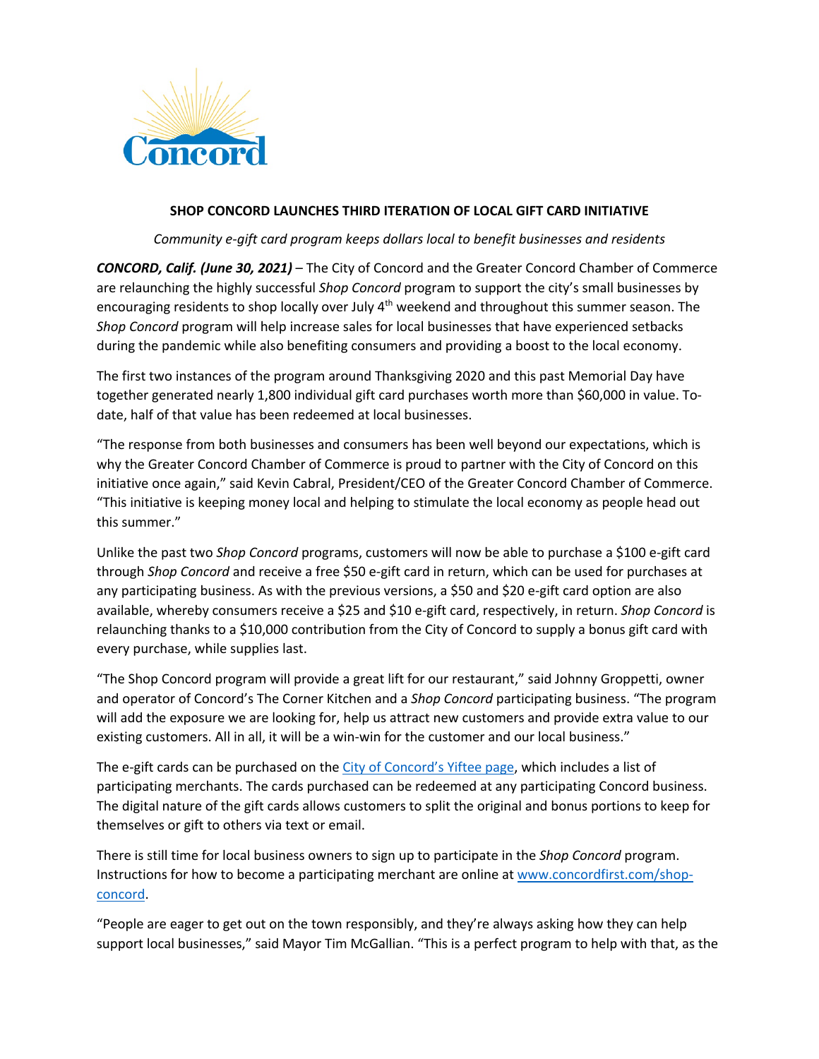## SHOP CONCORD LAUNCHES THIRD ITERATION OF LOCAL GIFT CARD INITIATIVE

*Community e-gift card program keeps dollars local to benefit businesses and residents*

***CONCORD, Calif. (June 30, 2021)*** – The City of Concord and the Greater Concord Chamber of Commerce are relaunching the highly successful *Shop Concord* program to support the city's small businesses by encouraging residents to shop locally over July 4th weekend and throughout this summer season. The *Shop Concord* program will help increase sales for local businesses that have experienced setbacks during the pandemic while also benefiting consumers and providing a boost to the local economy.

The first two instances of the program around Thanksgiving 2020 and this past Memorial Day have together generated nearly 1,800 individual gift card purchases worth more than $60,000 in value. To-date, half of that value has been redeemed at local businesses.

"The response from both businesses and consumers has been well beyond our expectations, which is why the Greater Concord Chamber of Commerce is proud to partner with the City of Concord on this initiative once again," said Kevin Cabral, President/CEO of the Greater Concord Chamber of Commerce. "This initiative is keeping money local and helping to stimulate the local economy as people head out this summer."

Unlike the past two *Shop Concord* programs, customers will now be able to purchase a $100 e-gift card through *Shop Concord* and receive a free $50 e-gift card in return, which can be used for purchases at any participating business. As with the previous versions, a $50 and $20 e-gift card option are also available, whereby consumers receive a $25 and $10 e-gift card, respectively, in return. *Shop Concord* is relaunching thanks to a $10,000 contribution from the City of Concord to supply a bonus gift card with every purchase, while supplies last.

"The Shop Concord program will provide a great lift for our restaurant," said Johnny Groppetti, owner and operator of Concord's The Corner Kitchen and a *Shop Concord* participating business. "The program will add the exposure we are looking for, help us attract new customers and provide extra value to our existing customers. All in all, it will be a win-win for the customer and our local business."

The e-gift cards can be purchased on the City of Concord's Yiftee page, which includes a list of participating merchants. The cards purchased can be redeemed at any participating Concord business. The digital nature of the gift cards allows customers to split the original and bonus portions to keep for themselves or gift to others via text or email.

There is still time for local business owners to sign up to participate in the *Shop Concord* program. Instructions for how to become a participating merchant are online at www.concordfirst.com/shop-concord.

"People are eager to get out on the town responsibly, and they're always asking how they can help support local businesses," said Mayor Tim McGallian. "This is a perfect program to help with that, as the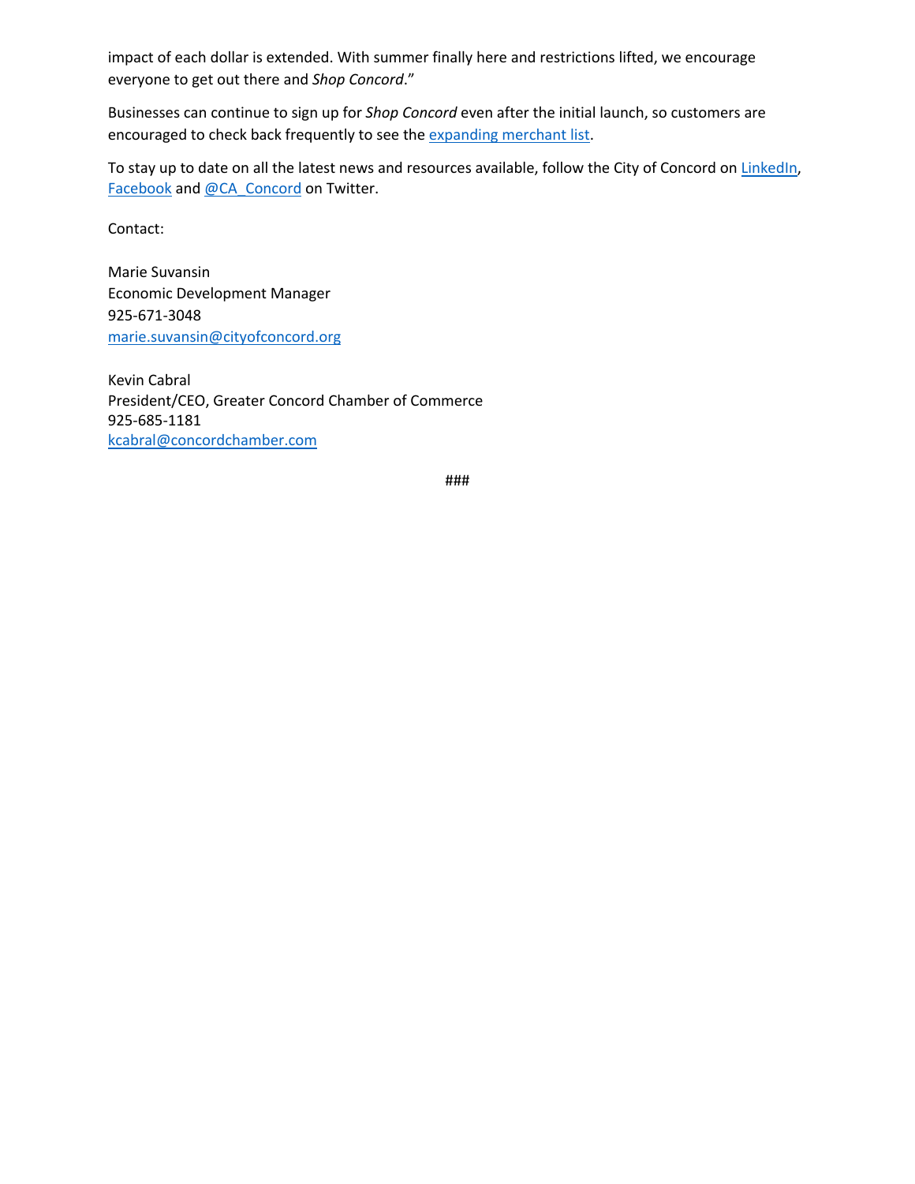impact of each dollar is extended. With summer finally here and restrictions lifted, we encourage everyone to get out there and *Shop Concord*."

Businesses can continue to sign up for *Shop Concord* even after the initial launch, so customers are encouraged to check back frequently to see the expanding merchant list.

To stay up to date on all the latest news and resources available, follow the City of Concord on LinkedIn, Facebook and @CA_Concord on Twitter.

Contact:

Marie Suvansin
Economic Development Manager
925-671-3048
marie.suvansin@cityofconcord.org

Kevin Cabral
President/CEO, Greater Concord Chamber of Commerce
925-685-1181
kcabral@concordchamber.com

###